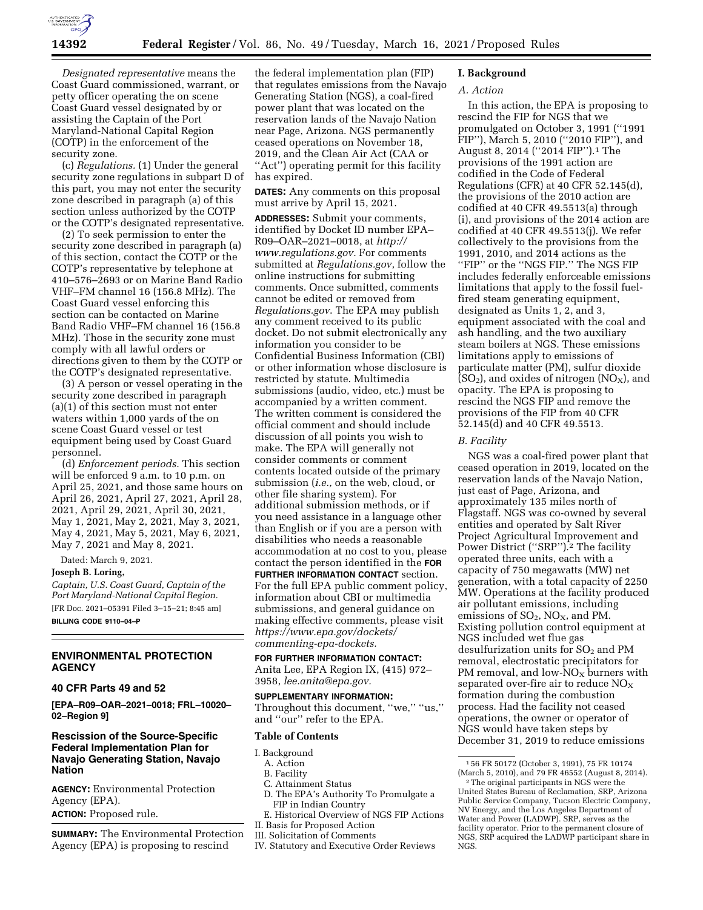*Designated representative* means the Coast Guard commissioned, warrant, or petty officer operating the on scene Coast Guard vessel designated by or assisting the Captain of the Port Maryland-National Capital Region (COTP) in the enforcement of the security zone.

(c) *Regulations.* (1) Under the general security zone regulations in subpart D of this part, you may not enter the security zone described in paragraph (a) of this section unless authorized by the COTP or the COTP's designated representative.

(2) To seek permission to enter the security zone described in paragraph (a) of this section, contact the COTP or the COTP's representative by telephone at 410–576–2693 or on Marine Band Radio VHF–FM channel 16 (156.8 MHz). The Coast Guard vessel enforcing this section can be contacted on Marine Band Radio VHF–FM channel 16 (156.8 MHz). Those in the security zone must comply with all lawful orders or directions given to them by the COTP or the COTP's designated representative.

(3) A person or vessel operating in the security zone described in paragraph (a)(1) of this section must not enter waters within 1,000 yards of the on scene Coast Guard vessel or test equipment being used by Coast Guard personnel.

(d) *Enforcement periods.* This section will be enforced 9 a.m. to 10 p.m. on April 25, 2021, and those same hours on April 26, 2021, April 27, 2021, April 28, 2021, April 29, 2021, April 30, 2021, May 1, 2021, May 2, 2021, May 3, 2021, May 4, 2021, May 5, 2021, May 6, 2021, May 7, 2021 and May 8, 2021.

Dated: March 9, 2021.

**Joseph B. Loring,**

*Captain, U.S. Coast Guard, Captain of the Port Maryland-National Capital Region.*

[FR Doc. 2021–05391 Filed 3–15–21; 8:45 am]

**BILLING CODE 9110–04–P**

## ENVIRONMENTAL PROTECTION AGENCY

### 40 CFR Parts 49 and 52

**[EPA–R09–OAR–2021–0018; FRL–10020–02–Region 9]**

### Rescission of the Source-Specific Federal Implementation Plan for Navajo Generating Station, Navajo Nation

**AGENCY:** Environmental Protection Agency (EPA).

**ACTION:** Proposed rule.

**SUMMARY:** The Environmental Protection Agency (EPA) is proposing to rescind the federal implementation plan (FIP) that regulates emissions from the Navajo Generating Station (NGS), a coal-fired power plant that was located on the reservation lands of the Navajo Nation near Page, Arizona. NGS permanently ceased operations on November 18, 2019, and the Clean Air Act (CAA or "Act") operating permit for this facility has expired.

**DATES:** Any comments on this proposal must arrive by April 15, 2021.

**ADDRESSES:** Submit your comments, identified by Docket ID number EPA–R09–OAR–2021–0018, at *http://www.regulations.gov.* For comments submitted at *Regulations.gov*, follow the online instructions for submitting comments. Once submitted, comments cannot be edited or removed from *Regulations.gov*. The EPA may publish any comment received to its public docket. Do not submit electronically any information you consider to be Confidential Business Information (CBI) or other information whose disclosure is restricted by statute. Multimedia submissions (audio, video, etc.) must be accompanied by a written comment. The written comment is considered the official comment and should include discussion of all points you wish to make. The EPA will generally not consider comments or comment contents located outside of the primary submission (*i.e.,* on the web, cloud, or other file sharing system). For additional submission methods, or if you need assistance in a language other than English or if you are a person with disabilities who needs a reasonable accommodation at no cost to you, please contact the person identified in the **FOR FURTHER INFORMATION CONTACT** section. For the full EPA public comment policy, information about CBI or multimedia submissions, and general guidance on making effective comments, please visit *https://www.epa.gov/dockets/commenting-epa-dockets.*

**FOR FURTHER INFORMATION CONTACT:** Anita Lee, EPA Region IX, (415) 972–3958, *lee.anita@epa.gov.*

**SUPPLEMENTARY INFORMATION:** Throughout this document, "we," "us," and "our" refer to the EPA.

**Table of Contents**

- I. Background
  - A. Action
  - B. Facility
  - C. Attainment Status
  - D. The EPA's Authority To Promulgate a FIP in Indian Country
  - E. Historical Overview of NGS FIP Actions
- II. Basis for Proposed Action
- III. Solicitation of Comments
- IV. Statutory and Executive Order Reviews

## I. Background

### *A. Action*

In this action, the EPA is proposing to rescind the FIP for NGS that we promulgated on October 3, 1991 ("1991 FIP"), March 5, 2010 ("2010 FIP"), and August 8, 2014 ("2014 FIP").[1] The provisions of the 1991 action are codified in the Code of Federal Regulations (CFR) at 40 CFR 52.145(d), the provisions of the 2010 action are codified at 40 CFR 49.5513(a) through (i), and provisions of the 2014 action are codified at 40 CFR 49.5513(j). We refer collectively to the provisions from the 1991, 2010, and 2014 actions as the "FIP" or the "NGS FIP." The NGS FIP includes federally enforceable emissions limitations that apply to the fossil fuel-fired steam generating equipment, designated as Units 1, 2, and 3, equipment associated with the coal and ash handling, and the two auxiliary steam boilers at NGS. These emissions limitations apply to emissions of particulate matter (PM), sulfur dioxide ($SO_2$), and oxides of nitrogen ($NO_X$), and opacity. The EPA is proposing to rescind the NGS FIP and remove the provisions of the FIP from 40 CFR 52.145(d) and 40 CFR 49.5513.

### *B. Facility*

NGS was a coal-fired power plant that ceased operation in 2019, located on the reservation lands of the Navajo Nation, just east of Page, Arizona, and approximately 135 miles north of Flagstaff. NGS was co-owned by several entities and operated by Salt River Project Agricultural Improvement and Power District ("SRP").[2] The facility operated three units, each with a capacity of 750 megawatts (MW) net generation, with a total capacity of 2250 MW. Operations at the facility produced air pollutant emissions, including emissions of $SO_2$, $NO_X$, and PM. Existing pollution control equipment at NGS included wet flue gas desulfurization units for $SO_2$ and PM removal, electrostatic precipitators for PM removal, and low-$NO_X$ burners with separated over-fire air to reduce $NO_X$ formation during the combustion process. Had the facility not ceased operations, the owner or operator of NGS would have taken steps by December 31, 2019 to reduce emissions

---

[1] 56 FR 50172 (October 3, 1991), 75 FR 10174 (March 5, 2010), and 79 FR 46552 (August 8, 2014).

[2] The original participants in NGS were the United States Bureau of Reclamation, SRP, Arizona Public Service Company, Tucson Electric Company, NV Energy, and the Los Angeles Department of Water and Power (LADWP). SRP, serves as the facility operator. Prior to the permanent closure of NGS, SRP acquired the LADWP participant share in NGS.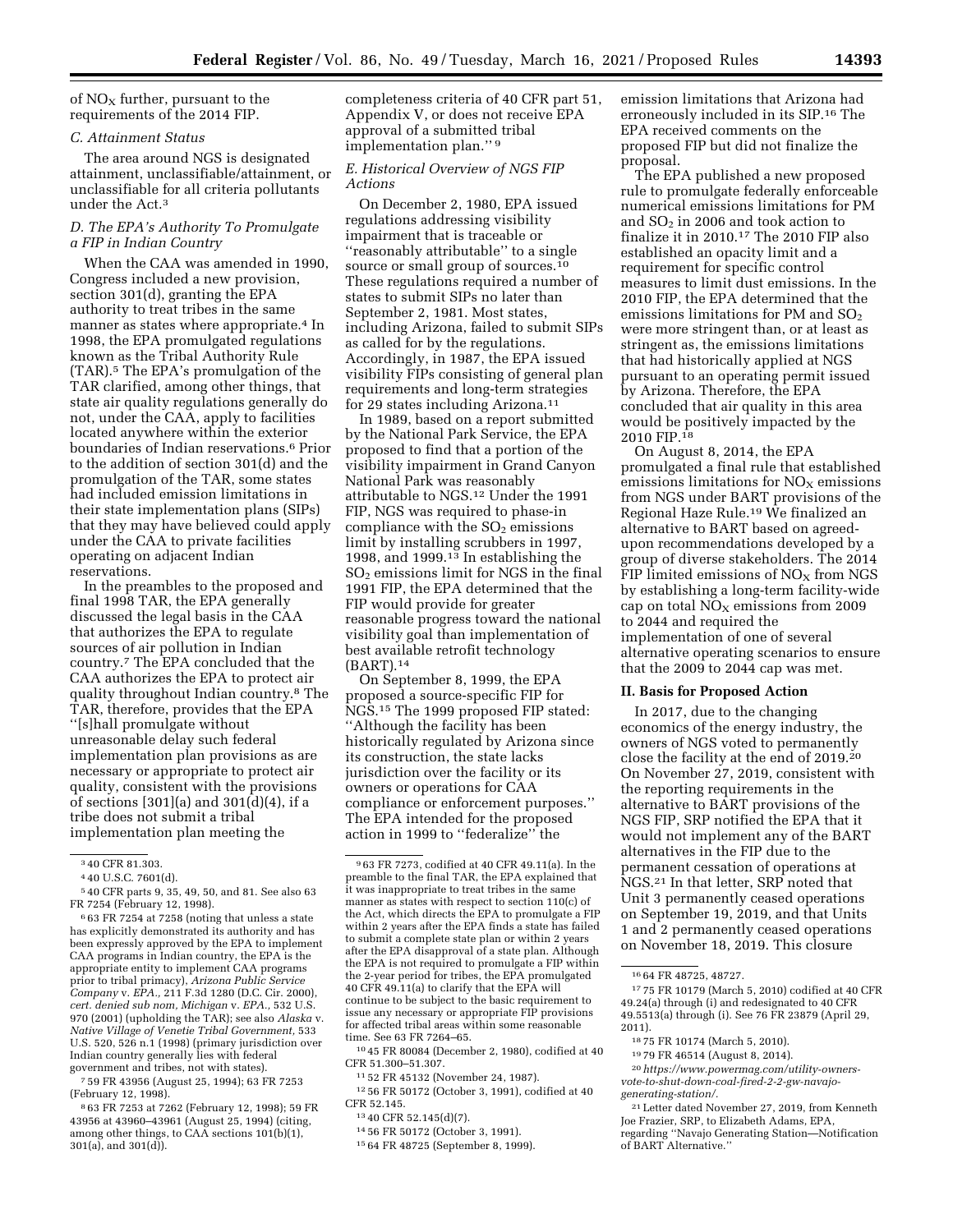of $NO_X$ further, pursuant to the requirements of the 2014 FIP.

### C. Attainment Status

The area around NGS is designated attainment, unclassifiable/attainment, or unclassifiable for all criteria pollutants under the Act.[3]

### D. The EPA's Authority To Promulgate a FIP in Indian Country

When the CAA was amended in 1990, Congress included a new provision, section 301(d), granting the EPA authority to treat tribes in the same manner as states where appropriate.[4] In 1998, the EPA promulgated regulations known as the Tribal Authority Rule (TAR).[5] The EPA's promulgation of the TAR clarified, among other things, that state air quality regulations generally do not, under the CAA, apply to facilities located anywhere within the exterior boundaries of Indian reservations.[6] Prior to the addition of section 301(d) and the promulgation of the TAR, some states had included emission limitations in their state implementation plans (SIPs) that they may have believed could apply under the CAA to private facilities operating on adjacent Indian reservations.

In the preambles to the proposed and final 1998 TAR, the EPA generally discussed the legal basis in the CAA that authorizes the EPA to regulate sources of air pollution in Indian country.[7] The EPA concluded that the CAA authorizes the EPA to protect air quality throughout Indian country.[8] The TAR, therefore, provides that the EPA ''[s]hall promulgate without unreasonable delay such federal implementation plan provisions as are necessary or appropriate to protect air quality, consistent with the provisions of sections [301](a) and 301(d)(4), if a tribe does not submit a tribal implementation plan meeting the completeness criteria of 40 CFR part 51, Appendix V, or does not receive EPA approval of a submitted tribal implementation plan.'' [9]

### E. Historical Overview of NGS FIP Actions

On December 2, 1980, EPA issued regulations addressing visibility impairment that is traceable or ''reasonably attributable'' to a single source or small group of sources.[10] These regulations required a number of states to submit SIPs no later than September 2, 1981. Most states, including Arizona, failed to submit SIPs as called for by the regulations. Accordingly, in 1987, the EPA issued visibility FIPs consisting of general plan requirements and long-term strategies for 29 states including Arizona.[11]

In 1989, based on a report submitted by the National Park Service, the EPA proposed to find that a portion of the visibility impairment in Grand Canyon National Park was reasonably attributable to NGS.[12] Under the 1991 FIP, NGS was required to phase-in compliance with the $SO_2$ emissions limit by installing scrubbers in 1997, 1998, and 1999.[13] In establishing the $SO_2$ emissions limit for NGS in the final 1991 FIP, the EPA determined that the FIP would provide for greater reasonable progress toward the national visibility goal than implementation of best available retrofit technology (BART).[14]

On September 8, 1999, the EPA proposed a source-specific FIP for NGS.[15] The 1999 proposed FIP stated: ''Although the facility has been historically regulated by Arizona since its construction, the state lacks jurisdiction over the facility or its owners or operations for CAA compliance or enforcement purposes.'' The EPA intended for the proposed action in 1999 to ''federalize'' the emission limitations that Arizona had erroneously included in its SIP.[16] The EPA received comments on the proposed FIP but did not finalize the proposal.

The EPA published a new proposed rule to promulgate federally enforceable numerical emissions limitations for PM and $SO_2$ in 2006 and took action to finalize it in 2010.[17] The 2010 FIP also established an opacity limit and a requirement for specific control measures to limit dust emissions. In the 2010 FIP, the EPA determined that the emissions limitations for PM and $SO_2$ were more stringent than, or at least as stringent as, the emissions limitations that had historically applied at NGS pursuant to an operating permit issued by Arizona. Therefore, the EPA concluded that air quality in this area would be positively impacted by the 2010 FIP.[18]

On August 8, 2014, the EPA promulgated a final rule that established emissions limitations for $NO_X$ emissions from NGS under BART provisions of the Regional Haze Rule.[19] We finalized an alternative to BART based on agreed-upon recommendations developed by a group of diverse stakeholders. The 2014 FIP limited emissions of $NO_X$ from NGS by establishing a long-term facility-wide cap on total $NO_X$ emissions from 2009 to 2044 and required the implementation of one of several alternative operating scenarios to ensure that the 2009 to 2044 cap was met.

## II. Basis for Proposed Action

In 2017, due to the changing economics of the energy industry, the owners of NGS voted to permanently close the facility at the end of 2019.[20] On November 27, 2019, consistent with the reporting requirements in the alternative to BART provisions of the NGS FIP, SRP notified the EPA that it would not implement any of the BART alternatives in the FIP due to the permanent cessation of operations at NGS.[21] In that letter, SRP noted that Unit 3 permanently ceased operations on September 19, 2019, and that Units 1 and 2 permanently ceased operations on November 18, 2019. This closure

---

[3] 40 CFR 81.303.

[4] 40 U.S.C. 7601(d).

[5] 40 CFR parts 9, 35, 49, 50, and 81. See also 63 FR 7254 (February 12, 1998).

[6] 63 FR 7254 at 7258 (noting that unless a state has explicitly demonstrated its authority and has been expressly approved by the EPA to implement CAA programs in Indian country, the EPA is the appropriate entity to implement CAA programs prior to tribal primacy), *Arizona Public Service Company* v. *EPA.*, 211 F.3d 1280 (D.C. Cir. 2000), *cert. denied sub nom, Michigan* v. *EPA.*, 532 U.S. 970 (2001) (upholding the TAR); see also *Alaska* v. *Native Village of Venetie Tribal Government,* 533 U.S. 520, 526 n.1 (1998) (primary jurisdiction over Indian country generally lies with federal government and tribes, not with states).

[7] 59 FR 43956 (August 25, 1994); 63 FR 7253 (February 12, 1998).

[8] 63 FR 7253 at 7262 (February 12, 1998); 59 FR 43956 at 43960–43961 (August 25, 1994) (citing, among other things, to CAA sections 101(b)(1), 301(a), and 301(d)).

[9] 63 FR 7273, codified at 40 CFR 49.11(a). In the preamble to the final TAR, the EPA explained that it was inappropriate to treat tribes in the same manner as states with respect to section 110(c) of the Act, which directs the EPA to promulgate a FIP within 2 years after the EPA finds a state has failed to submit a complete state plan or within 2 years after the EPA disapproval of a state plan. Although the EPA is not required to promulgate a FIP within the 2-year period for tribes, the EPA promulgated 40 CFR 49.11(a) to clarify that the EPA will continue to be subject to the basic requirement to issue any necessary or appropriate FIP provisions for affected tribal areas within some reasonable time. See 63 FR 7264–65.

[10] 45 FR 80084 (December 2, 1980), codified at 40 CFR 51.300–51.307.

[11] 52 FR 45132 (November 24, 1987).

[12] 56 FR 50172 (October 3, 1991), codified at 40 CFR 52.145.

[13] 40 CFR 52.145(d)(7).

[14] 56 FR 50172 (October 3, 1991).

[15] 64 FR 48725 (September 8, 1999).

[16] 64 FR 48725, 48727.

[17] 75 FR 10179 (March 5, 2010) codified at 40 CFR 49.24(a) through (i) and redesignated to 40 CFR 49.5513(a) through (i). See 76 FR 23879 (April 29, 2011).

[18] 75 FR 10174 (March 5, 2010).

[19] 79 FR 46514 (August 8, 2014).

[20] *https://www.powermag.com/utility-owners-vote-to-shut-down-coal-fired-2-2-gw-navajo-generating-station/.*

[21] Letter dated November 27, 2019, from Kenneth Joe Frazier, SRP, to Elizabeth Adams, EPA, regarding ''Navajo Generating Station—Notification of BART Alternative.''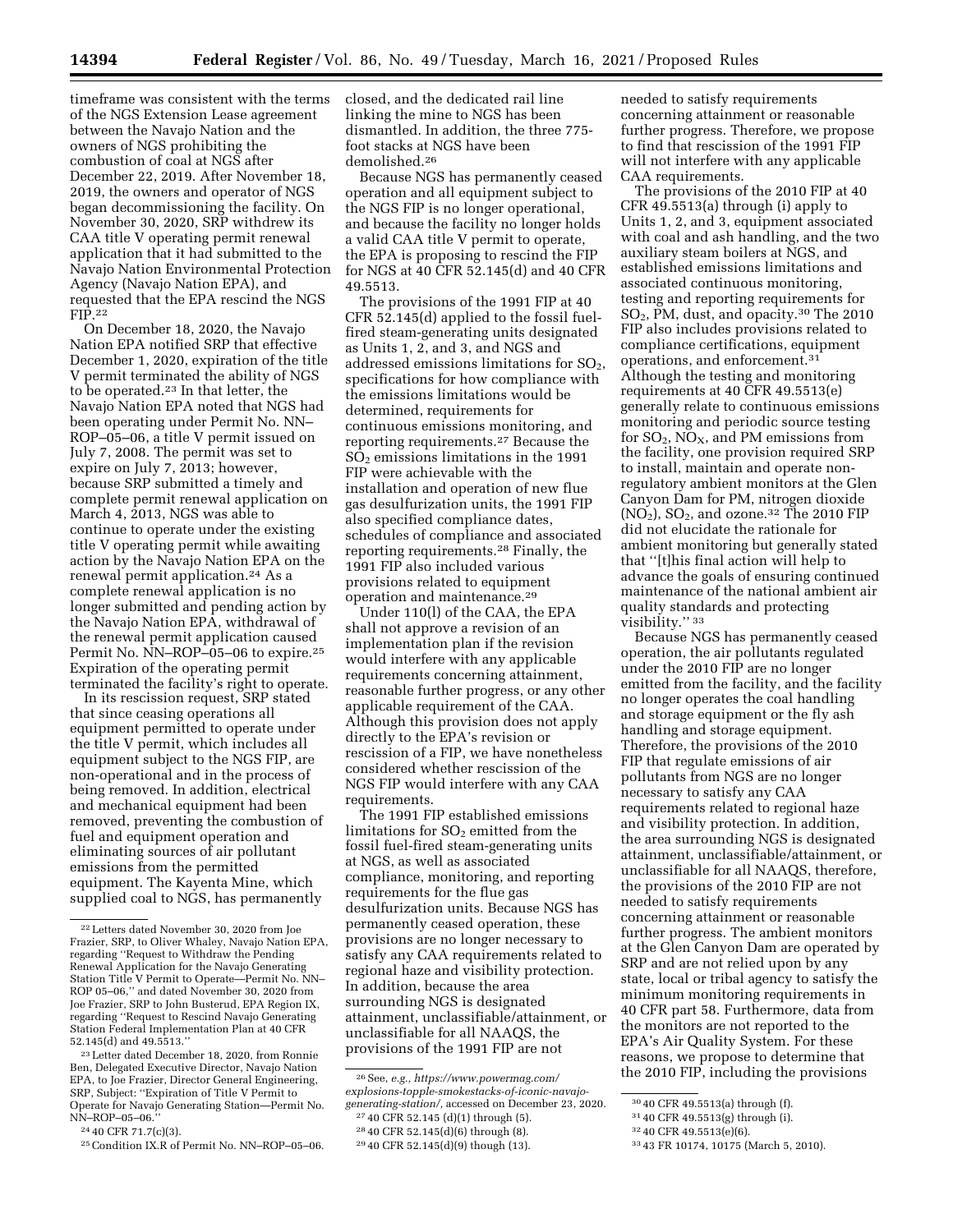timeframe was consistent with the terms of the NGS Extension Lease agreement between the Navajo Nation and the owners of NGS prohibiting the combustion of coal at NGS after December 22, 2019. After November 18, 2019, the owners and operator of NGS began decommissioning the facility. On November 30, 2020, SRP withdrew its CAA title V operating permit renewal application that it had submitted to the Navajo Nation Environmental Protection Agency (Navajo Nation EPA), and requested that the EPA rescind the NGS FIP.[22]

On December 18, 2020, the Navajo Nation EPA notified SRP that effective December 1, 2020, expiration of the title V permit terminated the ability of NGS to be operated.[23] In that letter, the Navajo Nation EPA noted that NGS had been operating under Permit No. NN–ROP–05–06, a title V permit issued on July 7, 2008. The permit was set to expire on July 7, 2013; however, because SRP submitted a timely and complete permit renewal application on March 4, 2013, NGS was able to continue to operate under the existing title V operating permit while awaiting action by the Navajo Nation EPA on the renewal permit application.[24] As a complete renewal application is no longer submitted and pending action by the Navajo Nation EPA, withdrawal of the renewal permit application caused Permit No. NN–ROP–05–06 to expire.[25] Expiration of the operating permit terminated the facility's right to operate.

In its rescission request, SRP stated that since ceasing operations all equipment permitted to operate under the title V permit, which includes all equipment subject to the NGS FIP, are non-operational and in the process of being removed. In addition, electrical and mechanical equipment had been removed, preventing the combustion of fuel and equipment operation and eliminating sources of air pollutant emissions from the permitted equipment. The Kayenta Mine, which supplied coal to NGS, has permanently closed, and the dedicated rail line linking the mine to NGS has been dismantled. In addition, the three 775-foot stacks at NGS have been demolished.[26]

Because NGS has permanently ceased operation and all equipment subject to the NGS FIP is no longer operational, and because the facility no longer holds a valid CAA title V permit to operate, the EPA is proposing to rescind the FIP for NGS at 40 CFR 52.145(d) and 40 CFR 49.5513.

The provisions of the 1991 FIP at 40 CFR 52.145(d) applied to the fossil fuel-fired steam-generating units designated as Units 1, 2, and 3, and NGS and addressed emissions limitations for $SO_2$, specifications for how compliance with the emissions limitations would be determined, requirements for continuous emissions monitoring, and reporting requirements.[27] Because the $SO_2$ emissions limitations in the 1991 FIP were achievable with the installation and operation of new flue gas desulfurization units, the 1991 FIP also specified compliance dates, schedules of compliance and associated reporting requirements.[28] Finally, the 1991 FIP also included various provisions related to equipment operation and maintenance.[29]

Under 110(l) of the CAA, the EPA shall not approve a revision of an implementation plan if the revision would interfere with any applicable requirements concerning attainment, reasonable further progress, or any other applicable requirement of the CAA. Although this provision does not apply directly to the EPA's revision or rescission of a FIP, we have nonetheless considered whether rescission of the NGS FIP would interfere with any CAA requirements.

The 1991 FIP established emissions limitations for $SO_2$ emitted from the fossil fuel-fired steam-generating units at NGS, as well as associated compliance, monitoring, and reporting requirements for the flue gas desulfurization units. Because NGS has permanently ceased operation, these provisions are no longer necessary to satisfy any CAA requirements related to regional haze and visibility protection. In addition, because the area surrounding NGS is designated attainment, unclassifiable/attainment, or unclassifiable for all NAAQS, the provisions of the 1991 FIP are not needed to satisfy requirements concerning attainment or reasonable further progress. Therefore, we propose to find that rescission of the 1991 FIP will not interfere with any applicable CAA requirements.

The provisions of the 2010 FIP at 40 CFR 49.5513(a) through (i) apply to Units 1, 2, and 3, equipment associated with coal and ash handling, and the two auxiliary steam boilers at NGS, and established emissions limitations and associated continuous monitoring, testing and reporting requirements for $SO_2$, PM, dust, and opacity.[30] The 2010 FIP also includes provisions related to compliance certifications, equipment operations, and enforcement.[31] Although the testing and monitoring requirements at 40 CFR 49.5513(e) generally relate to continuous emissions monitoring and periodic source testing for $SO_2$, $NO_X$, and PM emissions from the facility, one provision required SRP to install, maintain and operate non-regulatory ambient monitors at the Glen Canyon Dam for PM, nitrogen dioxide ($NO_2$), $SO_2$, and ozone.[32] The 2010 FIP did not elucidate the rationale for ambient monitoring but generally stated that "[t]his final action will help to advance the goals of ensuring continued maintenance of the national ambient air quality standards and protecting visibility." [33]

Because NGS has permanently ceased operation, the air pollutants regulated under the 2010 FIP are no longer emitted from the facility, and the facility no longer operates the coal handling and storage equipment or the fly ash handling and storage equipment. Therefore, the provisions of the 2010 FIP that regulate emissions of air pollutants from NGS are no longer necessary to satisfy any CAA requirements related to regional haze and visibility protection. In addition, the area surrounding NGS is designated attainment, unclassifiable/attainment, or unclassifiable for all NAAQS, therefore, the provisions of the 2010 FIP are not needed to satisfy requirements concerning attainment or reasonable further progress. The ambient monitors at the Glen Canyon Dam are operated by SRP and are not relied upon by any state, local or tribal agency to satisfy the minimum monitoring requirements in 40 CFR part 58. Furthermore, data from the monitors are not reported to the EPA's Air Quality System. For these reasons, we propose to determine that the 2010 FIP, including the provisions

---

[22] Letters dated November 30, 2020 from Joe Frazier, SRP, to Oliver Whaley, Navajo Nation EPA, regarding "Request to Withdraw the Pending Renewal Application for the Navajo Generating Station Title V Permit to Operate—Permit No. NN–ROP 05–06," and dated November 30, 2020 from Joe Frazier, SRP to John Busterud, EPA Region IX, regarding "Request to Rescind Navajo Generating Station Federal Implementation Plan at 40 CFR 52.145(d) and 49.5513."

[23] Letter dated December 18, 2020, from Ronnie Ben, Delegated Executive Director, Navajo Nation EPA, to Joe Frazier, Director General Engineering, SRP, Subject: "Expiration of Title V Permit to Operate for Navajo Generating Station—Permit No. NN–ROP–05–06."

[24] 40 CFR 71.7(c)(3).

[25] Condition IX.R of Permit No. NN–ROP–05–06.

[26] See, *e.g., https://www.powermag.com/explosions-topple-smokestacks-of-iconic-navajo-generating-station/*, accessed on December 23, 2020.

[27] 40 CFR 52.145 (d)(1) through (5).

[28] 40 CFR 52.145(d)(6) through (8).

[29] 40 CFR 52.145(d)(9) though (13).

[30] 40 CFR 49.5513(a) through (f).

[31] 40 CFR 49.5513(g) through (i).

[32] 40 CFR 49.5513(e)(6).

[33] 43 FR 10174, 10175 (March 5, 2010).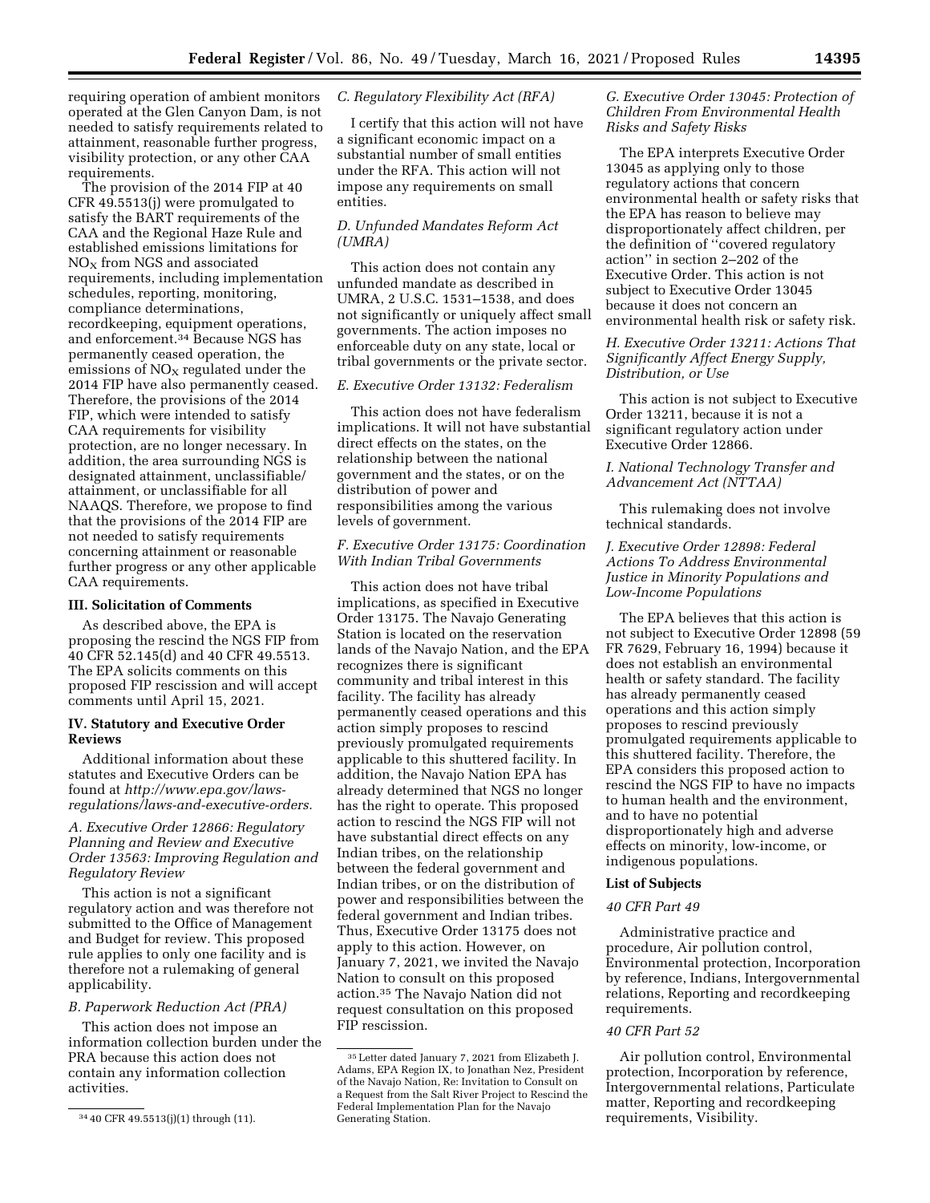requiring operation of ambient monitors operated at the Glen Canyon Dam, is not needed to satisfy requirements related to attainment, reasonable further progress, visibility protection, or any other CAA requirements.

The provision of the 2014 FIP at 40 CFR 49.5513(j) were promulgated to satisfy the BART requirements of the CAA and the Regional Haze Rule and established emissions limitations for $NO_X$ from NGS and associated requirements, including implementation schedules, reporting, monitoring, compliance determinations, recordkeeping, equipment operations, and enforcement.[34] Because NGS has permanently ceased operation, the emissions of $NO_X$ regulated under the 2014 FIP have also permanently ceased. Therefore, the provisions of the 2014 FIP, which were intended to satisfy CAA requirements for visibility protection, are no longer necessary. In addition, the area surrounding NGS is designated attainment, unclassifiable/attainment, or unclassifiable for all NAAQS. Therefore, we propose to find that the provisions of the 2014 FIP are not needed to satisfy requirements concerning attainment or reasonable further progress or any other applicable CAA requirements.

## III. Solicitation of Comments

As described above, the EPA is proposing the rescind the NGS FIP from 40 CFR 52.145(d) and 40 CFR 49.5513. The EPA solicits comments on this proposed FIP rescission and will accept comments until April 15, 2021.

## IV. Statutory and Executive Order Reviews

Additional information about these statutes and Executive Orders can be found at *http://www.epa.gov/laws-regulations/laws-and-executive-orders.*

### *A. Executive Order 12866: Regulatory Planning and Review and Executive Order 13563: Improving Regulation and Regulatory Review*

This action is not a significant regulatory action and was therefore not submitted to the Office of Management and Budget for review. This proposed rule applies to only one facility and is therefore not a rulemaking of general applicability.

### *B. Paperwork Reduction Act (PRA)*

This action does not impose an information collection burden under the PRA because this action does not contain any information collection activities.

### *C. Regulatory Flexibility Act (RFA)*

I certify that this action will not have a significant economic impact on a substantial number of small entities under the RFA. This action will not impose any requirements on small entities.

### *D. Unfunded Mandates Reform Act (UMRA)*

This action does not contain any unfunded mandate as described in UMRA, 2 U.S.C. 1531–1538, and does not significantly or uniquely affect small governments. The action imposes no enforceable duty on any state, local or tribal governments or the private sector.

### *E. Executive Order 13132: Federalism*

This action does not have federalism implications. It will not have substantial direct effects on the states, on the relationship between the national government and the states, or on the distribution of power and responsibilities among the various levels of government.

### *F. Executive Order 13175: Coordination With Indian Tribal Governments*

This action does not have tribal implications, as specified in Executive Order 13175. The Navajo Generating Station is located on the reservation lands of the Navajo Nation, and the EPA recognizes there is significant community and tribal interest in this facility. The facility has already permanently ceased operations and this action simply proposes to rescind previously promulgated requirements applicable to this shuttered facility. In addition, the Navajo Nation EPA has already determined that NGS no longer has the right to operate. This proposed action to rescind the NGS FIP will not have substantial direct effects on any Indian tribes, on the relationship between the federal government and Indian tribes, or on the distribution of power and responsibilities between the federal government and Indian tribes. Thus, Executive Order 13175 does not apply to this action. However, on January 7, 2021, we invited the Navajo Nation to consult on this proposed action.[35] The Navajo Nation did not request consultation on this proposed FIP rescission.

### *G. Executive Order 13045: Protection of Children From Environmental Health Risks and Safety Risks*

The EPA interprets Executive Order 13045 as applying only to those regulatory actions that concern environmental health or safety risks that the EPA has reason to believe may disproportionately affect children, per the definition of "covered regulatory action" in section 2–202 of the Executive Order. This action is not subject to Executive Order 13045 because it does not concern an environmental health risk or safety risk.

### *H. Executive Order 13211: Actions That Significantly Affect Energy Supply, Distribution, or Use*

This action is not subject to Executive Order 13211, because it is not a significant regulatory action under Executive Order 12866.

### *I. National Technology Transfer and Advancement Act (NTTAA)*

This rulemaking does not involve technical standards.

### *J. Executive Order 12898: Federal Actions To Address Environmental Justice in Minority Populations and Low-Income Populations*

The EPA believes that this action is not subject to Executive Order 12898 (59 FR 7629, February 16, 1994) because it does not establish an environmental health or safety standard. The facility has already permanently ceased operations and this action simply proposes to rescind previously promulgated requirements applicable to this shuttered facility. Therefore, the EPA considers this proposed action to rescind the NGS FIP to have no impacts to human health and the environment, and to have no potential disproportionately high and adverse effects on minority, low-income, or indigenous populations.

## List of Subjects

### *40 CFR Part 49*

Administrative practice and procedure, Air pollution control, Environmental protection, Incorporation by reference, Indians, Intergovernmental relations, Reporting and recordkeeping requirements.

### *40 CFR Part 52*

Air pollution control, Environmental protection, Incorporation by reference, Intergovernmental relations, Particulate matter, Reporting and recordkeeping requirements, Visibility.

---

[34] 40 CFR 49.5513(j)(1) through (11).

[35] Letter dated January 7, 2021 from Elizabeth J. Adams, EPA Region IX, to Jonathan Nez, President of the Navajo Nation, Re: Invitation to Consult on a Request from the Salt River Project to Rescind the Federal Implementation Plan for the Navajo Generating Station.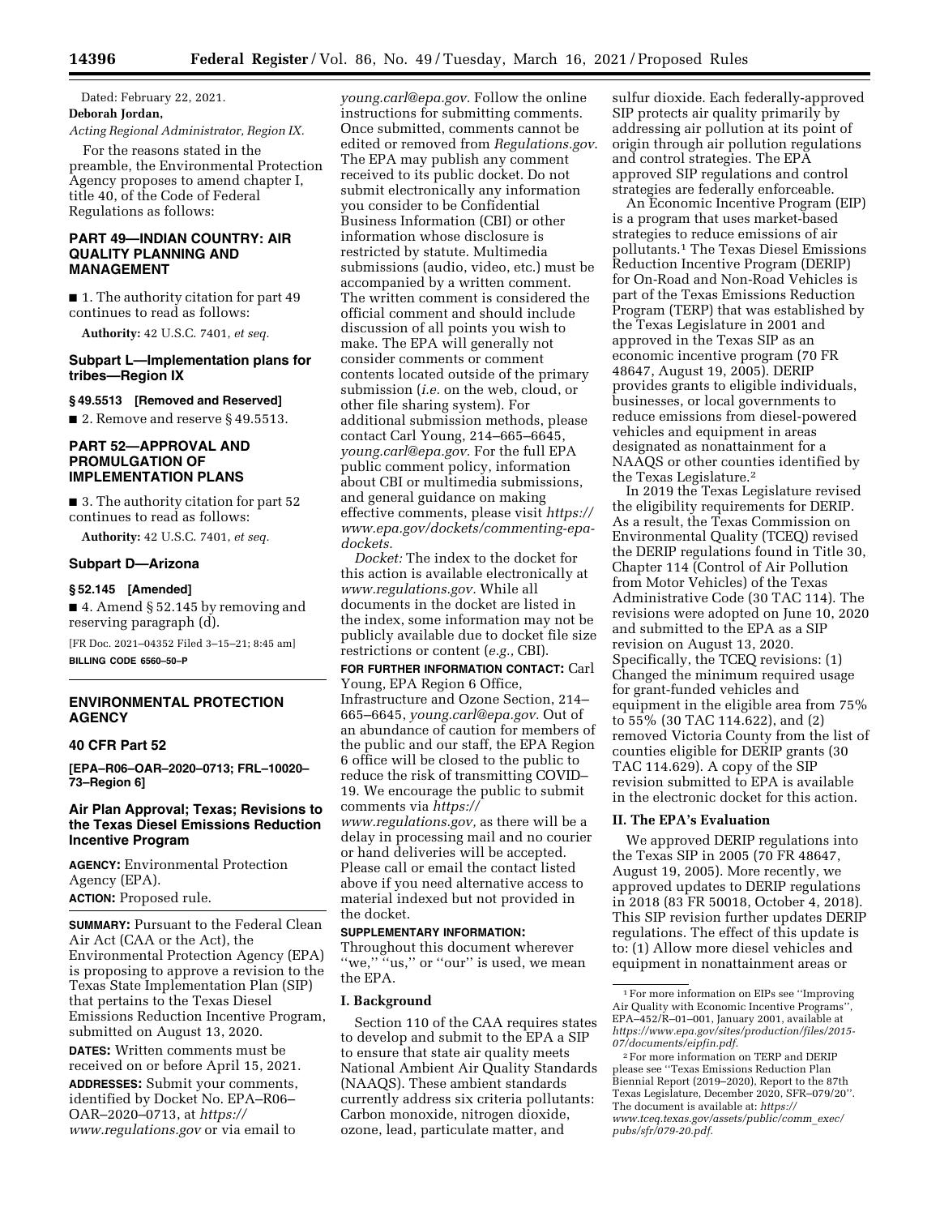Dated: February 22, 2021.

**Deborah Jordan,**

*Acting Regional Administrator, Region IX.*

For the reasons stated in the preamble, the Environmental Protection Agency proposes to amend chapter I, title 40, of the Code of Federal Regulations as follows:

## PART 49—INDIAN COUNTRY: AIR QUALITY PLANNING AND MANAGEMENT

■ 1. The authority citation for part 49 continues to read as follows:

**Authority:** 42 U.S.C. 7401, *et seq.*

### Subpart L—Implementation plans for tribes—Region IX

#### § 49.5513 [Removed and Reserved]

■ 2. Remove and reserve § 49.5513.

## PART 52—APPROVAL AND PROMULGATION OF IMPLEMENTATION PLANS

■ 3. The authority citation for part 52 continues to read as follows:

**Authority:** 42 U.S.C. 7401, *et seq.*

### Subpart D—Arizona

#### § 52.145 [Amended]

■ 4. Amend § 52.145 by removing and reserving paragraph (d).

[FR Doc. 2021–04352 Filed 3–15–21; 8:45 am]

**BILLING CODE 6560–50–P**

## ENVIRONMENTAL PROTECTION AGENCY

### 40 CFR Part 52

**[EPA–R06–OAR–2020–0713; FRL–10020–73–Region 6]**

### Air Plan Approval; Texas; Revisions to the Texas Diesel Emissions Reduction Incentive Program

**AGENCY:** Environmental Protection Agency (EPA).

**ACTION:** Proposed rule.

**SUMMARY:** Pursuant to the Federal Clean Air Act (CAA or the Act), the Environmental Protection Agency (EPA) is proposing to approve a revision to the Texas State Implementation Plan (SIP) that pertains to the Texas Diesel Emissions Reduction Incentive Program, submitted on August 13, 2020.

**DATES:** Written comments must be received on or before April 15, 2021.

**ADDRESSES:** Submit your comments, identified by Docket No. EPA–R06–OAR–2020–0713, at *https://www.regulations.gov* or via email to *young.carl@epa.gov.* Follow the online instructions for submitting comments. Once submitted, comments cannot be edited or removed from *Regulations.gov*. The EPA may publish any comment received to its public docket. Do not submit electronically any information you consider to be Confidential Business Information (CBI) or other information whose disclosure is restricted by statute. Multimedia submissions (audio, video, etc.) must be accompanied by a written comment. The written comment is considered the official comment and should include discussion of all points you wish to make. The EPA will generally not consider comments or comment contents located outside of the primary submission (*i.e.* on the web, cloud, or other file sharing system). For additional submission methods, please contact Carl Young, 214–665–6645, *young.carl@epa.gov.* For the full EPA public comment policy, information about CBI or multimedia submissions, and general guidance on making effective comments, please visit *https://www.epa.gov/dockets/commenting-epa-dockets.*

*Docket:* The index to the docket for this action is available electronically at *www.regulations.gov.* While all documents in the docket are listed in the index, some information may not be publicly available due to docket file size restrictions or content (*e.g.,* CBI).

**FOR FURTHER INFORMATION CONTACT:** Carl Young, EPA Region 6 Office, Infrastructure and Ozone Section, 214–665–6645, *young.carl@epa.gov.* Out of an abundance of caution for members of the public and our staff, the EPA Region 6 office will be closed to the public to reduce the risk of transmitting COVID–19. We encourage the public to submit comments via *https://www.regulations.gov,* as there will be a delay in processing mail and no courier or hand deliveries will be accepted. Please call or email the contact listed above if you need alternative access to material indexed but not provided in the docket.

**SUPPLEMENTARY INFORMATION:** Throughout this document wherever "we," "us," or "our" is used, we mean the EPA.

## I. Background

Section 110 of the CAA requires states to develop and submit to the EPA a SIP to ensure that state air quality meets National Ambient Air Quality Standards (NAAQS). These ambient standards currently address six criteria pollutants: Carbon monoxide, nitrogen dioxide, ozone, lead, particulate matter, and sulfur dioxide. Each federally-approved SIP protects air quality primarily by addressing air pollution at its point of origin through air pollution regulations and control strategies. The EPA approved SIP regulations and control strategies are federally enforceable.

An Economic Incentive Program (EIP) is a program that uses market-based strategies to reduce emissions of air pollutants.[1] The Texas Diesel Emissions Reduction Incentive Program (DERIP) for On-Road and Non-Road Vehicles is part of the Texas Emissions Reduction Program (TERP) that was established by the Texas Legislature in 2001 and approved in the Texas SIP as an economic incentive program (70 FR 48647, August 19, 2005). DERIP provides grants to eligible individuals, businesses, or local governments to reduce emissions from diesel-powered vehicles and equipment in areas designated as nonattainment for a NAAQS or other counties identified by the Texas Legislature.[2]

In 2019 the Texas Legislature revised the eligibility requirements for DERIP. As a result, the Texas Commission on Environmental Quality (TCEQ) revised the DERIP regulations found in Title 30, Chapter 114 (Control of Air Pollution from Motor Vehicles) of the Texas Administrative Code (30 TAC 114). The revisions were adopted on June 10, 2020 and submitted to the EPA as a SIP revision on August 13, 2020. Specifically, the TCEQ revisions: (1) Changed the minimum required usage for grant-funded vehicles and equipment in the eligible area from 75% to 55% (30 TAC 114.622), and (2) removed Victoria County from the list of counties eligible for DERIP grants (30 TAC 114.629). A copy of the SIP revision submitted to EPA is available in the electronic docket for this action.

## II. The EPA's Evaluation

We approved DERIP regulations into the Texas SIP in 2005 (70 FR 48647, August 19, 2005). More recently, we approved updates to DERIP regulations in 2018 (83 FR 50018, October 4, 2018). This SIP revision further updates DERIP regulations. The effect of this update is to: (1) Allow more diesel vehicles and equipment in nonattainment areas or

[1] For more information on EIPs see "Improving Air Quality with Economic Incentive Programs", EPA–452/R–01–001, January 2001, available at *https://www.epa.gov/sites/production/files/2015-07/documents/eipfin.pdf.*

[2] For more information on TERP and DERIP please see "Texas Emissions Reduction Plan Biennial Report (2019–2020), Report to the 87th Texas Legislature, December 2020, SFR–079/20". The document is available at: *https://www.tceq.texas.gov/assets/public/comm_exec/pubs/sfr/079-20.pdf.*